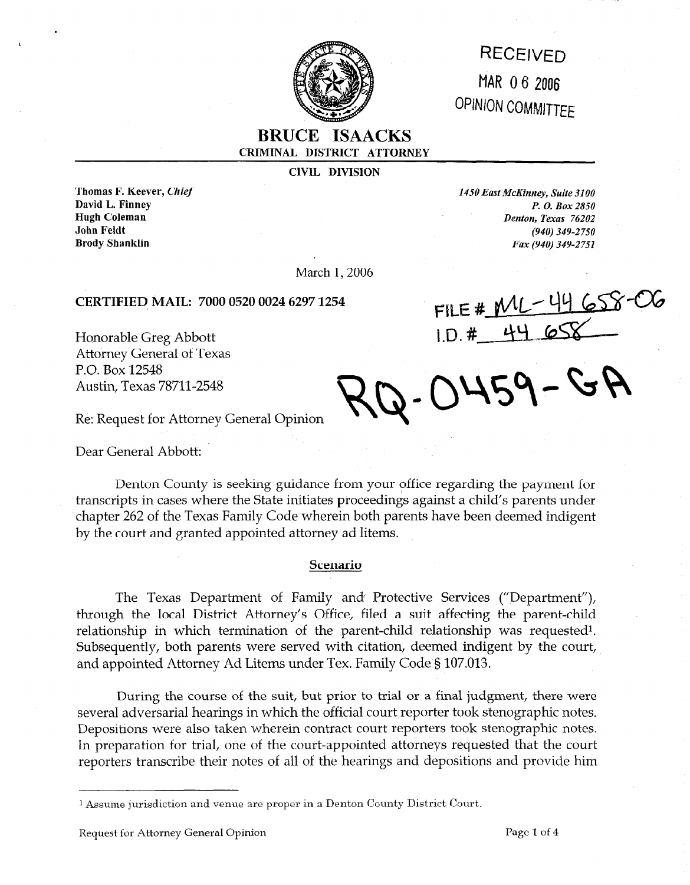RECEIVED

MAR 06 2006

OPINION COMMITTEE

**BRUCE ISAACKS**

**CRIMINAL DISTRICT ATTORNEY**

**CIVIL DIVISION**

**Thomas F. Keever,** ***Chief***
**David L. Finney**
**Hugh Coleman**
**John Feldt**
**Brody Shanklin**

*1450 East McKinney, Suite 3100*
*P. O. Box 2850*
*Denton, Texas 76202*
*(940) 349-2750*
*Fax (940) 349-2751*

March 1, 2006

**CERTIFIED MAIL: 7000 0520 0024 6297 1254**

FILE # ML-44658-06
I.D. # 44658

RQ-0459-GA

Honorable Greg Abbott
Attorney General of Texas
P.O. Box 12548
Austin, Texas 78711-2548

Re: Request for Attorney General Opinion

Dear General Abbott:

Denton County is seeking guidance from your office regarding the payment for transcripts in cases where the State initiates proceedings against a child's parents under chapter 262 of the Texas Family Code wherein both parents have been deemed indigent by the court and granted appointed attorney ad litems.

## Scenario

The Texas Department of Family and Protective Services ("Department"), through the local District Attorney's Office, filed a suit affecting the parent-child relationship in which termination of the parent-child relationship was requested[1]. Subsequently, both parents were served with citation, deemed indigent by the court, and appointed Attorney Ad Litems under Tex. Family Code § 107.013.

During the course of the suit, but prior to trial or a final judgment, there were several adversarial hearings in which the official court reporter took stenographic notes. Depositions were also taken wherein contract court reporters took stenographic notes. In preparation for trial, one of the court-appointed attorneys requested that the court reporters transcribe their notes of all of the hearings and depositions and provide him

[1] Assume jurisdiction and venue are proper in a Denton County District Court.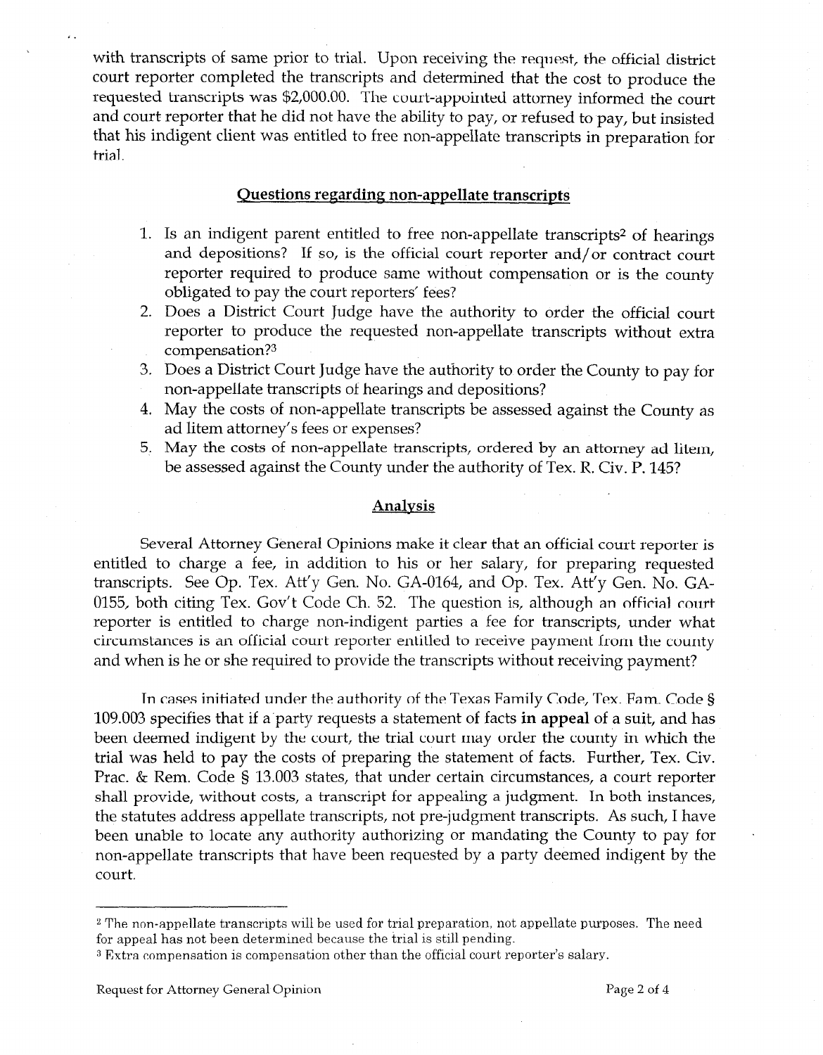with transcripts of same prior to trial. Upon receiving the request, the official district court reporter completed the transcripts and determined that the cost to produce the requested transcripts was $2,000.00. The court-appointed attorney informed the court and court reporter that he did not have the ability to pay, or refused to pay, but insisted that his indigent client was entitled to free non-appellate transcripts in preparation for trial.

## Questions regarding non-appellate transcripts

1. Is an indigent parent entitled to free non-appellate transcripts[2] of hearings and depositions? If so, is the official court reporter and/or contract court reporter required to produce same without compensation or is the county obligated to pay the court reporters' fees?
2. Does a District Court Judge have the authority to order the official court reporter to produce the requested non-appellate transcripts without extra compensation?[3]
3. Does a District Court Judge have the authority to order the County to pay for non-appellate transcripts of hearings and depositions?
4. May the costs of non-appellate transcripts be assessed against the County as ad litem attorney's fees or expenses?
5. May the costs of non-appellate transcripts, ordered by an attorney ad litem, be assessed against the County under the authority of Tex. R. Civ. P. 145?

## Analysis

Several Attorney General Opinions make it clear that an official court reporter is entitled to charge a fee, in addition to his or her salary, for preparing requested transcripts. See Op. Tex. Att'y Gen. No. GA-0164, and Op. Tex. Att'y Gen. No. GA-0155, both citing Tex. Gov't Code Ch. 52. The question is, although an official court reporter is entitled to charge non-indigent parties a fee for transcripts, under what circumstances is an official court reporter entitled to receive payment from the county and when is he or she required to provide the transcripts without receiving payment?

In cases initiated under the authority of the Texas Family Code, Tex. Fam. Code § 109.003 specifies that if a party requests a statement of facts **in appeal** of a suit, and has been deemed indigent by the court, the trial court may order the county in which the trial was held to pay the costs of preparing the statement of facts. Further, Tex. Civ. Prac. & Rem. Code § 13.003 states, that under certain circumstances, a court reporter shall provide, without costs, a transcript for appealing a judgment. In both instances, the statutes address appellate transcripts, not pre-judgment transcripts. As such, I have been unable to locate any authority authorizing or mandating the County to pay for non-appellate transcripts that have been requested by a party deemed indigent by the court.

---

[2] The non-appellate transcripts will be used for trial preparation, not appellate purposes. The need for appeal has not been determined because the trial is still pending.

[3] Extra compensation is compensation other than the official court reporter's salary.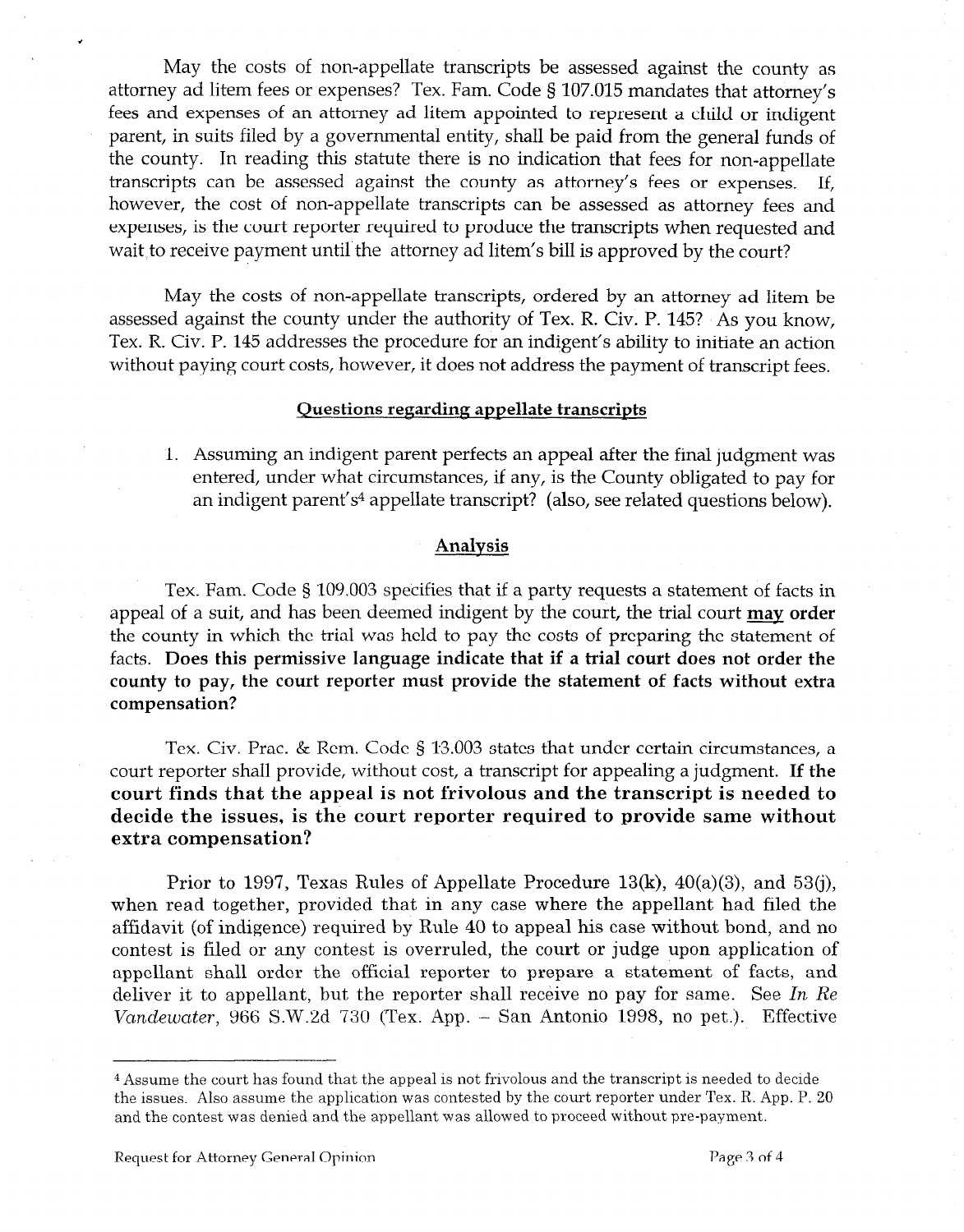May the costs of non-appellate transcripts be assessed against the county as attorney ad litem fees or expenses? Tex. Fam. Code § 107.015 mandates that attorney's fees and expenses of an attorney ad litem appointed to represent a child or indigent parent, in suits filed by a governmental entity, shall be paid from the general funds of the county. In reading this statute there is no indication that fees for non-appellate transcripts can be assessed against the county as attorney's fees or expenses. If, however, the cost of non-appellate transcripts can be assessed as attorney fees and expenses, is the court reporter required to produce the transcripts when requested and wait to receive payment until the attorney ad litem's bill is approved by the court?

May the costs of non-appellate transcripts, ordered by an attorney ad litem be assessed against the county under the authority of Tex. R. Civ. P. 145? As you know, Tex. R. Civ. P. 145 addresses the procedure for an indigent's ability to initiate an action without paying court costs, however, it does not address the payment of transcript fees.

## Questions regarding appellate transcripts

1. Assuming an indigent parent perfects an appeal after the final judgment was entered, under what circumstances, if any, is the County obligated to pay for an indigent parent's[4] appellate transcript? (also, see related questions below).

## Analysis

Tex. Fam. Code § 109.003 specifies that if a party requests a statement of facts in appeal of a suit, and has been deemed indigent by the court, the trial court **may order** the county in which the trial was held to pay the costs of preparing the statement of facts. **Does this permissive language indicate that if a trial court does not order the county to pay, the court reporter must provide the statement of facts without extra compensation?**

Tex. Civ. Prac. & Rem. Code § 13.003 states that under certain circumstances, a court reporter shall provide, without cost, a transcript for appealing a judgment. **If the court finds that the appeal is not frivolous and the transcript is needed to decide the issues, is the court reporter required to provide same without extra compensation?**

Prior to 1997, Texas Rules of Appellate Procedure 13(k), 40(a)(3), and 53(j), when read together, provided that in any case where the appellant had filed the affidavit (of indigence) required by Rule 40 to appeal his case without bond, and no contest is filed or any contest is overruled, the court or judge upon application of appellant shall order the official reporter to prepare a statement of facts, and deliver it to appellant, but the reporter shall receive no pay for same. See *In Re Vandewater*, 966 S.W.2d 730 (Tex. App. – San Antonio 1998, no pet.). Effective

---

[4] Assume the court has found that the appeal is not frivolous and the transcript is needed to decide the issues. Also assume the application was contested by the court reporter under Tex. R. App. P. 20 and the contest was denied and the appellant was allowed to proceed without pre-payment.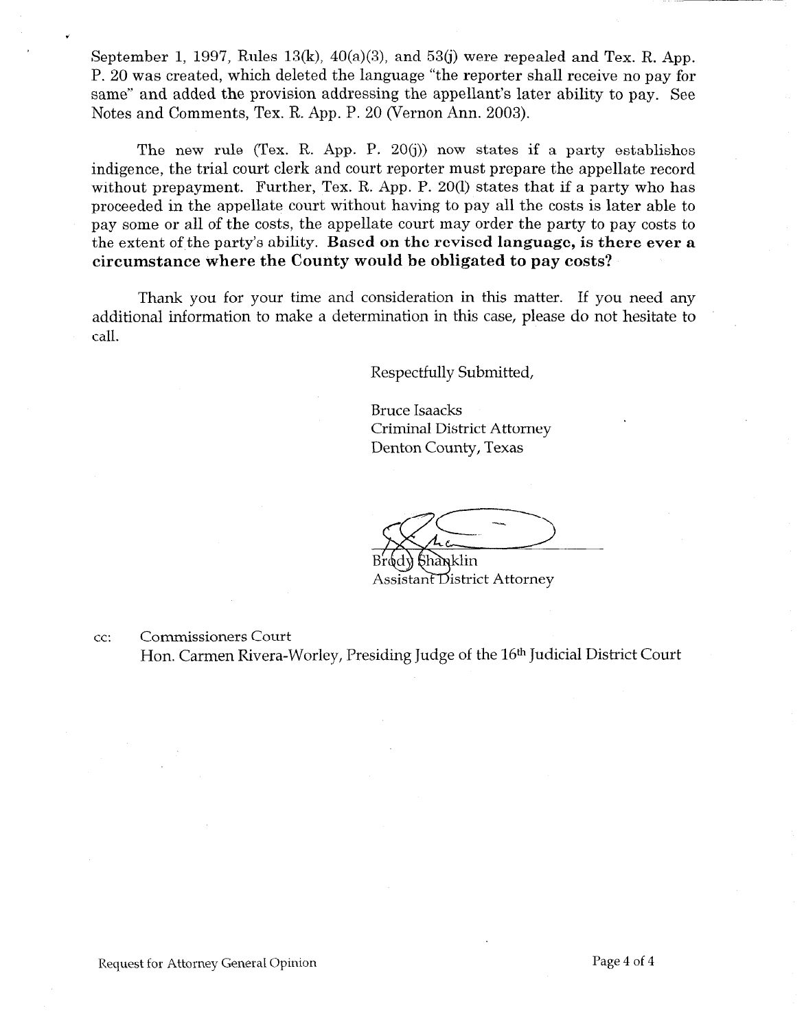September 1, 1997, Rules 13(k), 40(a)(3), and 53(j) were repealed and Tex. R. App. P. 20 was created, which deleted the language "the reporter shall receive no pay for same" and added the provision addressing the appellant's later ability to pay. See Notes and Comments, Tex. R. App. P. 20 (Vernon Ann. 2003).

The new rule (Tex. R. App. P. 20(j)) now states if a party establishes indigence, the trial court clerk and court reporter must prepare the appellate record without prepayment. Further, Tex. R. App. P. 20(l) states that if a party who has proceeded in the appellate court without having to pay all the costs is later able to pay some or all of the costs, the appellate court may order the party to pay costs to the extent of the party's ability. **Based on the revised language, is there ever a circumstance where the County would be obligated to pay costs?**

Thank you for your time and consideration in this matter. If you need any additional information to make a determination in this case, please do not hesitate to call.

Respectfully Submitted,

Bruce Isaacks
Criminal District Attorney
Denton County, Texas

Brody Shanklin
Assistant District Attorney

cc: Commissioners Court
Hon. Carmen Rivera-Worley, Presiding Judge of the 16th Judicial District Court